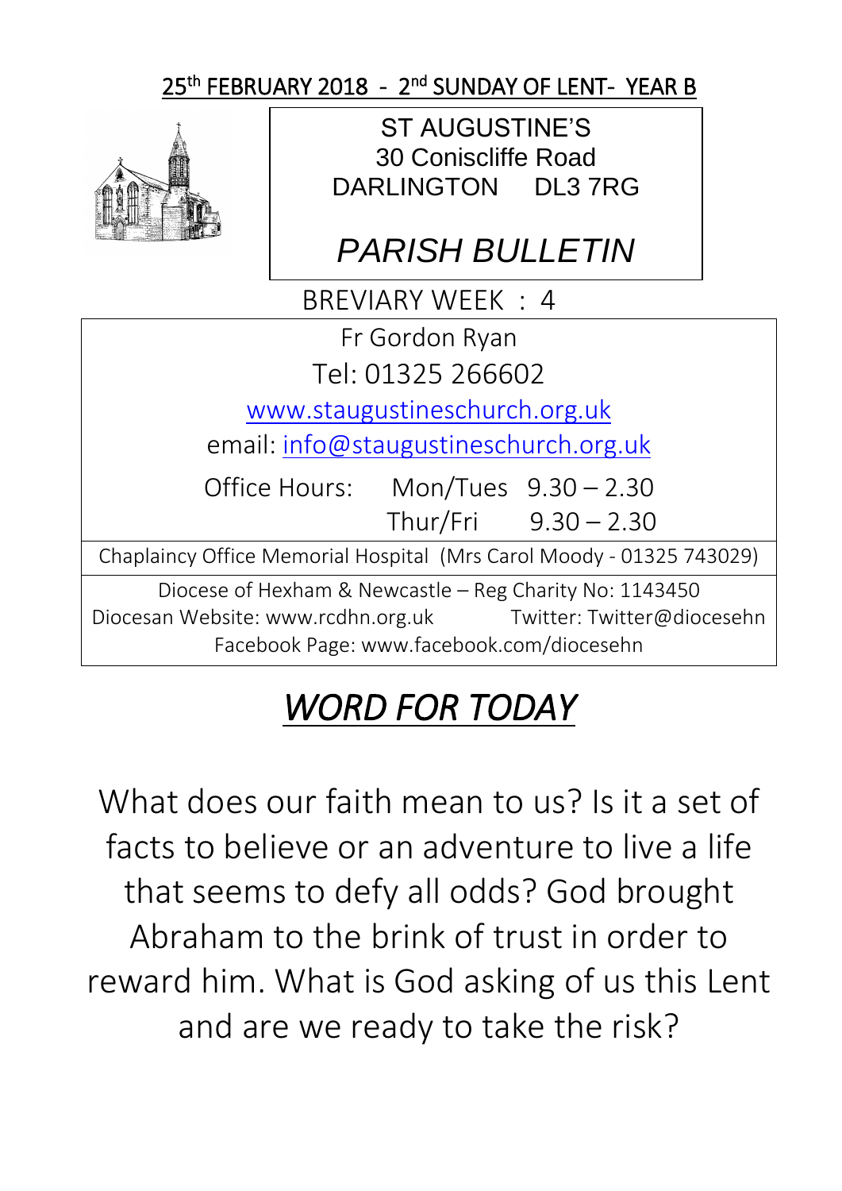25th FEBRUARY 2018 - 2nd SUNDAY OF LENT- YEAR B

ST AUGUSTINE'S
30 Coniscliffe Road
DARLINGTON DL3 7RG

# *PARISH BULLETIN*

BREVIARY WEEK : 4

Fr Gordon Ryan
Tel: 01325 266602
www.staugustineschurch.org.uk
email: info@staugustineschurch.org.uk

Office Hours: Mon/Tues 9.30 – 2.30
Thur/Fri 9.30 – 2.30

Chaplaincy Office Memorial Hospital (Mrs Carol Moody - 01325 743029)

Diocese of Hexham & Newcastle – Reg Charity No: 1143450
Diocesan Website: www.rcdhn.org.uk Twitter: Twitter@diocesehn
Facebook Page: www.facebook.com/diocesehn

## *WORD FOR TODAY*

What does our faith mean to us? Is it a set of facts to believe or an adventure to live a life that seems to defy all odds? God brought Abraham to the brink of trust in order to reward him. What is God asking of us this Lent and are we ready to take the risk?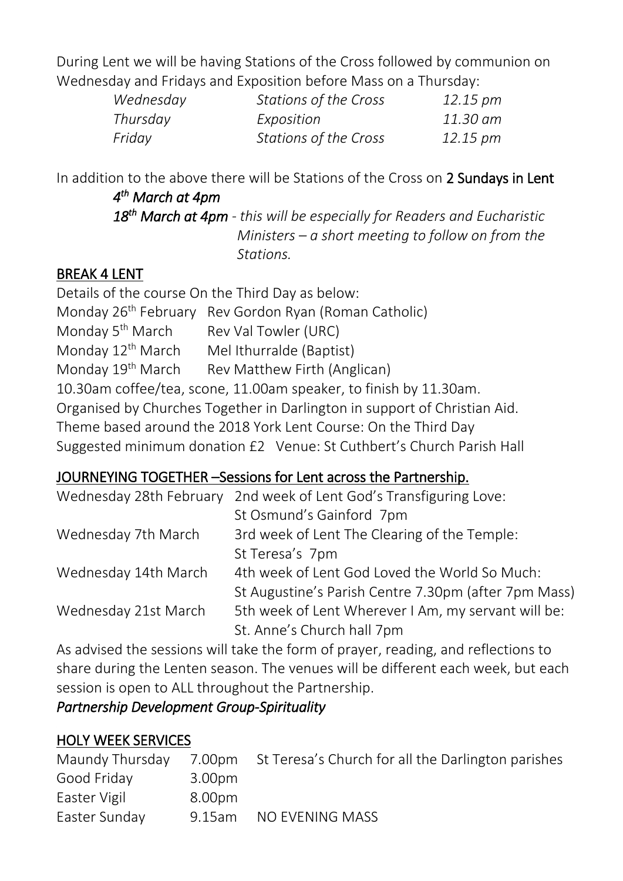During Lent we will be having Stations of the Cross followed by communion on Wednesday and Fridays and Exposition before Mass on a Thursday:

| | | |
|---|---|---|
| *Wednesday* | *Stations of the Cross* | *12.15 pm* |
| *Thursday* | *Exposition* | *11.30 am* |
| *Friday* | *Stations of the Cross* | *12.15 pm* |

In addition to the above there will be Stations of the Cross on 2 Sundays in Lent

*4th March at 4pm*

*18th March at 4pm - this will be especially for Readers and Eucharistic Ministers – a short meeting to follow on from the Stations.*

## BREAK 4 LENT

Details of the course On the Third Day as below:

| | |
|---|---|
| Monday 26th February | Rev Gordon Ryan (Roman Catholic) |
| Monday 5th March | Rev Val Towler (URC) |
| Monday 12th March | Mel Ithurralde (Baptist) |
| Monday 19th March | Rev Matthew Firth (Anglican) |

10.30am coffee/tea, scone, 11.00am speaker, to finish by 11.30am.
Organised by Churches Together in Darlington in support of Christian Aid.
Theme based around the 2018 York Lent Course: On the Third Day
Suggested minimum donation £2 Venue: St Cuthbert's Church Parish Hall

## JOURNEYING TOGETHER –Sessions for Lent across the Partnership.

| | |
|---|---|
| Wednesday 28th February | 2nd week of Lent God's Transfiguring Love: St Osmund's Gainford 7pm |
| Wednesday 7th March | 3rd week of Lent The Clearing of the Temple: St Teresa's 7pm |
| Wednesday 14th March | 4th week of Lent God Loved the World So Much: St Augustine's Parish Centre 7.30pm (after 7pm Mass) |
| Wednesday 21st March | 5th week of Lent Wherever I Am, my servant will be: St. Anne's Church hall 7pm |

As advised the sessions will take the form of prayer, reading, and reflections to share during the Lenten season. The venues will be different each week, but each session is open to ALL throughout the Partnership.

*Partnership Development Group-Spirituality*

## HOLY WEEK SERVICES

| | | |
|---|---|---|
| Maundy Thursday | 7.00pm | St Teresa's Church for all the Darlington parishes |
| Good Friday | 3.00pm | |
| Easter Vigil | 8.00pm | |
| Easter Sunday | 9.15am | NO EVENING MASS |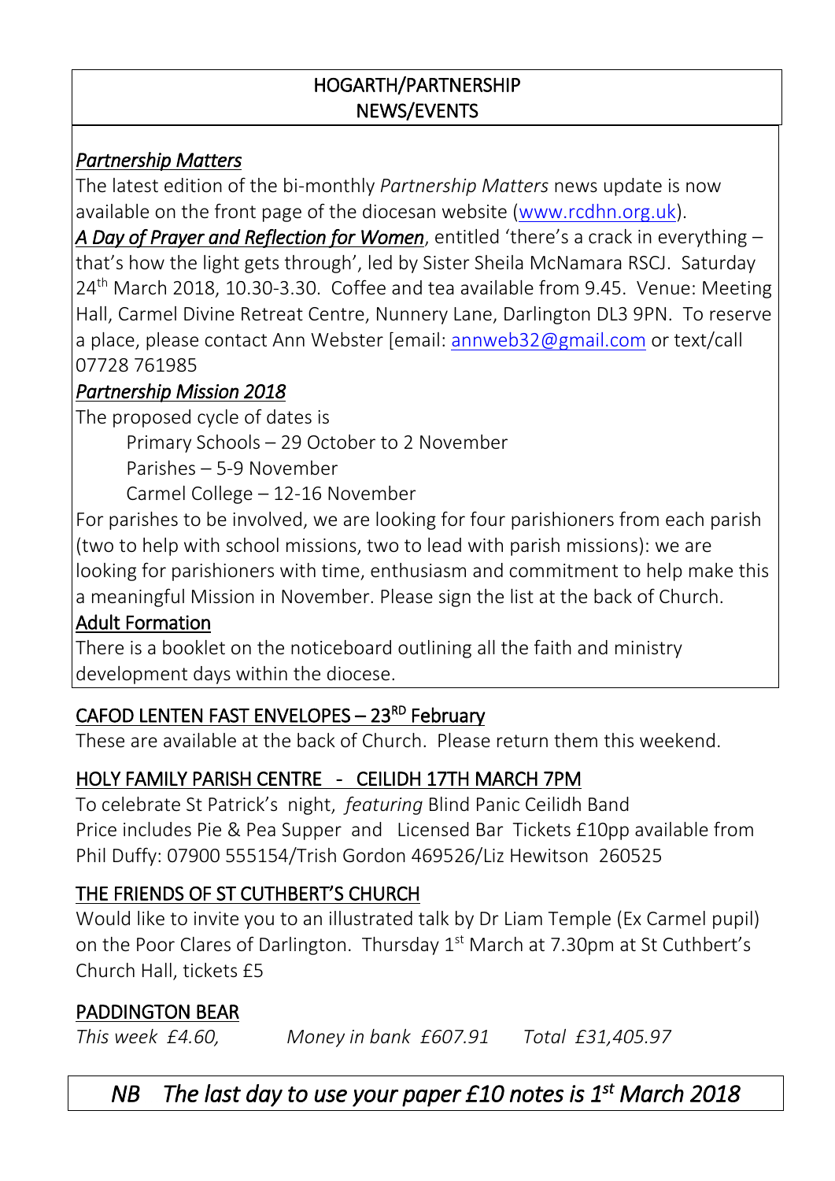## HOGARTH/PARTNERSHIP NEWS/EVENTS

***Partnership Matters***

The latest edition of the bi-monthly *Partnership Matters* news update is now available on the front page of the diocesan website (www.rcdhn.org.uk).

***A Day of Prayer and Reflection for Women***, entitled 'there's a crack in everything – that's how the light gets through', led by Sister Sheila McNamara RSCJ. Saturday 24th March 2018, 10.30-3.30. Coffee and tea available from 9.45. Venue: Meeting Hall, Carmel Divine Retreat Centre, Nunnery Lane, Darlington DL3 9PN. To reserve a place, please contact Ann Webster [email: annweb32@gmail.com or text/call 07728 761985

***Partnership Mission 2018***

The proposed cycle of dates is

- Primary Schools – 29 October to 2 November
- Parishes – 5-9 November
- Carmel College – 12-16 November

For parishes to be involved, we are looking for four parishioners from each parish (two to help with school missions, two to lead with parish missions): we are looking for parishioners with time, enthusiasm and commitment to help make this a meaningful Mission in November. Please sign the list at the back of Church.

**Adult Formation**

There is a booklet on the noticeboard outlining all the faith and ministry development days within the diocese.

### CAFOD LENTEN FAST ENVELOPES – 23RD February

These are available at the back of Church. Please return them this weekend.

### HOLY FAMILY PARISH CENTRE - CEILIDH 17TH MARCH 7PM

To celebrate St Patrick's night, *featuring* Blind Panic Ceilidh Band
Price includes Pie & Pea Supper and Licensed Bar Tickets £10pp available from Phil Duffy: 07900 555154/Trish Gordon 469526/Liz Hewitson 260525

### THE FRIENDS OF ST CUTHBERT'S CHURCH

Would like to invite you to an illustrated talk by Dr Liam Temple (Ex Carmel pupil) on the Poor Clares of Darlington. Thursday 1st March at 7.30pm at St Cuthbert's Church Hall, tickets £5

### PADDINGTON BEAR

*This week £4.60,* *Money in bank £607.91* *Total £31,405.97*

***NB The last day to use your paper £10 notes is 1st March 2018***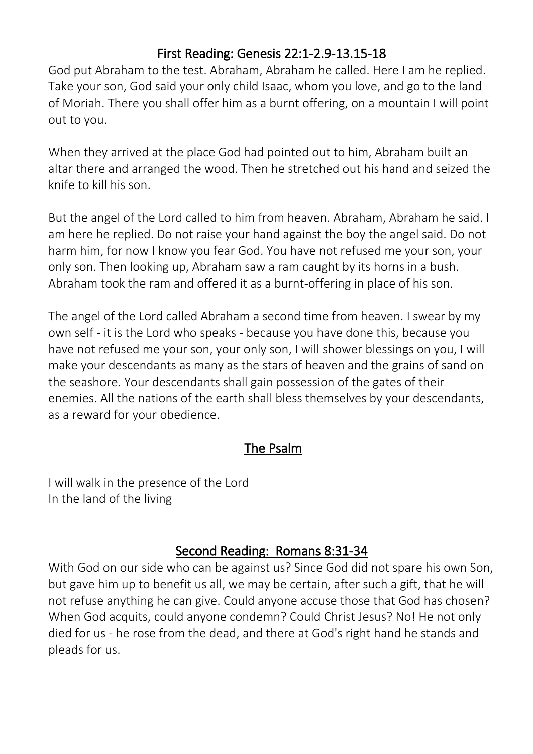## First Reading: Genesis 22:1-2.9-13.15-18

God put Abraham to the test. Abraham, Abraham he called. Here I am he replied. Take your son, God said your only child Isaac, whom you love, and go to the land of Moriah. There you shall offer him as a burnt offering, on a mountain I will point out to you.

When they arrived at the place God had pointed out to him, Abraham built an altar there and arranged the wood. Then he stretched out his hand and seized the knife to kill his son.

But the angel of the Lord called to him from heaven. Abraham, Abraham he said. I am here he replied. Do not raise your hand against the boy the angel said. Do not harm him, for now I know you fear God. You have not refused me your son, your only son. Then looking up, Abraham saw a ram caught by its horns in a bush. Abraham took the ram and offered it as a burnt-offering in place of his son.

The angel of the Lord called Abraham a second time from heaven. I swear by my own self - it is the Lord who speaks - because you have done this, because you have not refused me your son, your only son, I will shower blessings on you, I will make your descendants as many as the stars of heaven and the grains of sand on the seashore. Your descendants shall gain possession of the gates of their enemies. All the nations of the earth shall bless themselves by your descendants, as a reward for your obedience.

## The Psalm

I will walk in the presence of the Lord
In the land of the living

## Second Reading: Romans 8:31-34

With God on our side who can be against us? Since God did not spare his own Son, but gave him up to benefit us all, we may be certain, after such a gift, that he will not refuse anything he can give. Could anyone accuse those that God has chosen? When God acquits, could anyone condemn? Could Christ Jesus? No! He not only died for us - he rose from the dead, and there at God's right hand he stands and pleads for us.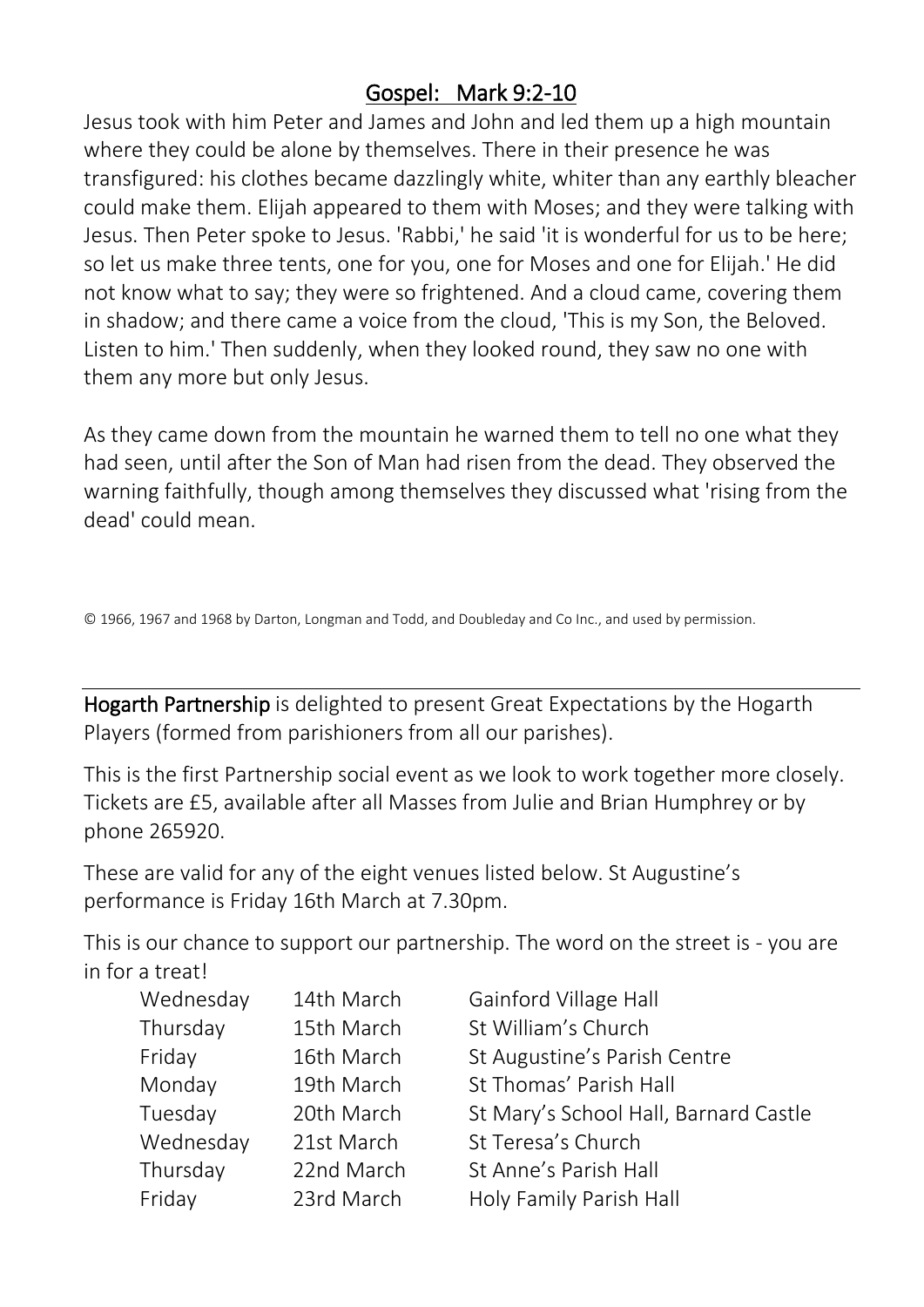## Gospel: Mark 9:2-10

Jesus took with him Peter and James and John and led them up a high mountain where they could be alone by themselves. There in their presence he was transfigured: his clothes became dazzlingly white, whiter than any earthly bleacher could make them. Elijah appeared to them with Moses; and they were talking with Jesus. Then Peter spoke to Jesus. 'Rabbi,' he said 'it is wonderful for us to be here; so let us make three tents, one for you, one for Moses and one for Elijah.' He did not know what to say; they were so frightened. And a cloud came, covering them in shadow; and there came a voice from the cloud, 'This is my Son, the Beloved. Listen to him.' Then suddenly, when they looked round, they saw no one with them any more but only Jesus.

As they came down from the mountain he warned them to tell no one what they had seen, until after the Son of Man had risen from the dead. They observed the warning faithfully, though among themselves they discussed what 'rising from the dead' could mean.

© 1966, 1967 and 1968 by Darton, Longman and Todd, and Doubleday and Co Inc., and used by permission.

---

**Hogarth Partnership** is delighted to present Great Expectations by the Hogarth Players (formed from parishioners from all our parishes).

This is the first Partnership social event as we look to work together more closely. Tickets are £5, available after all Masses from Julie and Brian Humphrey or by phone 265920.

These are valid for any of the eight venues listed below. St Augustine's performance is Friday 16th March at 7.30pm.

This is our chance to support our partnership. The word on the street is - you are in for a treat!

| | | |
|---|---|---|
| Wednesday | 14th March | Gainford Village Hall |
| Thursday | 15th March | St William's Church |
| Friday | 16th March | St Augustine's Parish Centre |
| Monday | 19th March | St Thomas' Parish Hall |
| Tuesday | 20th March | St Mary's School Hall, Barnard Castle |
| Wednesday | 21st March | St Teresa's Church |
| Thursday | 22nd March | St Anne's Parish Hall |
| Friday | 23rd March | Holy Family Parish Hall |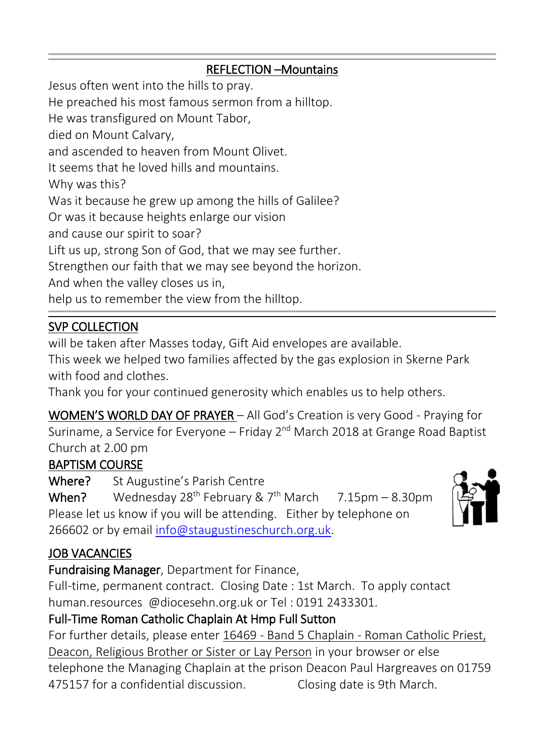## REFLECTION –Mountains

Jesus often went into the hills to pray.
He preached his most famous sermon from a hilltop.
He was transfigured on Mount Tabor,
died on Mount Calvary,
and ascended to heaven from Mount Olivet.
It seems that he loved hills and mountains.
Why was this?
Was it because he grew up among the hills of Galilee?
Or was it because heights enlarge our vision
and cause our spirit to soar?
Lift us up, strong Son of God, that we may see further.
Strengthen our faith that we may see beyond the horizon.
And when the valley closes us in,
help us to remember the view from the hilltop.

## SVP COLLECTION

will be taken after Masses today, Gift Aid envelopes are available.
This week we helped two families affected by the gas explosion in Skerne Park with food and clothes.
Thank you for your continued generosity which enables us to help others.

**WOMEN'S WORLD DAY OF PRAYER** – All God's Creation is very Good - Praying for Suriname, a Service for Everyone – Friday 2nd March 2018 at Grange Road Baptist Church at 2.00 pm

## BAPTISM COURSE

**Where?** St Augustine's Parish Centre
**When?** Wednesday 28th February & 7th March 7.15pm – 8.30pm
Please let us know if you will be attending. Either by telephone on 266602 or by email info@staugustineschurch.org.uk.

## JOB VACANCIES

**Fundraising Manager**, Department for Finance,
Full-time, permanent contract. Closing Date : 1st March. To apply contact human.resources @diocesehn.org.uk or Tel : 0191 2433301.

**Full-Time Roman Catholic Chaplain At Hmp Full Sutton**
For further details, please enter 16469 - Band 5 Chaplain - Roman Catholic Priest, Deacon, Religious Brother or Sister or Lay Person in your browser or else telephone the Managing Chaplain at the prison Deacon Paul Hargreaves on 01759 475157 for a confidential discussion. Closing date is 9th March.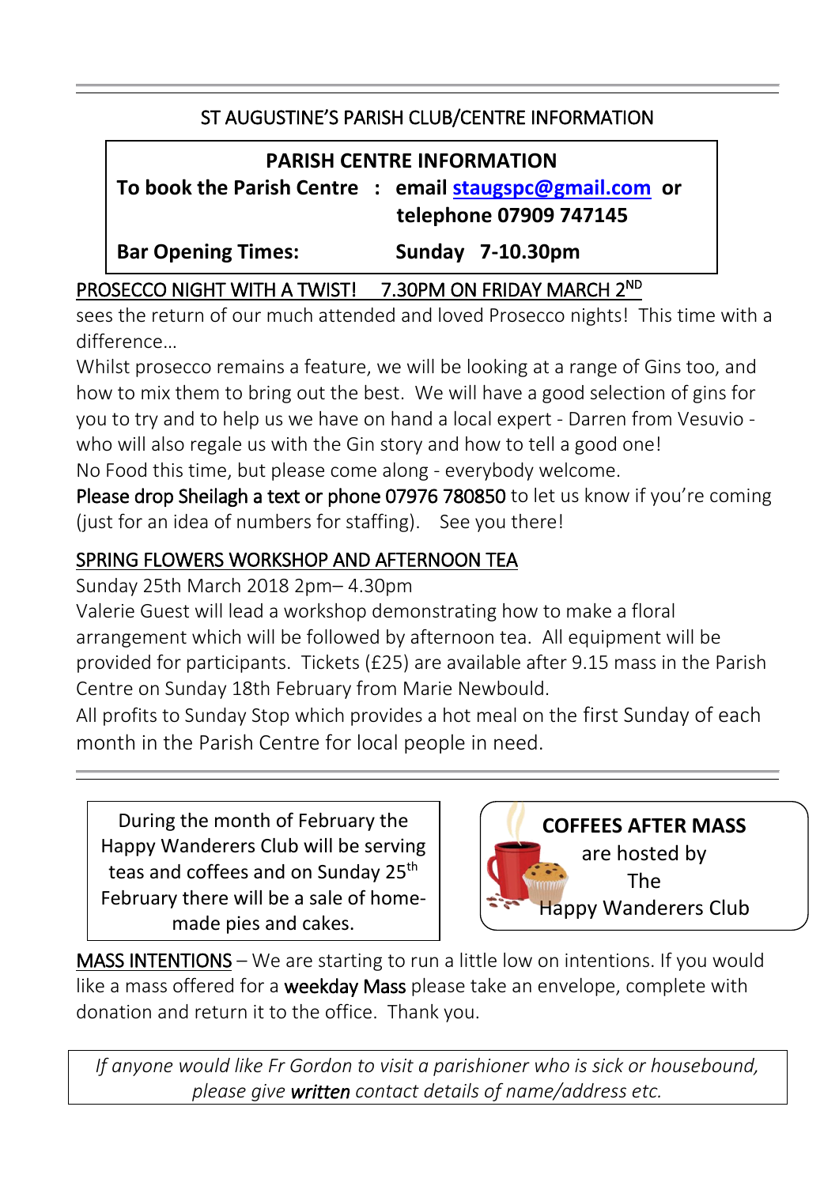## ST AUGUSTINE'S PARISH CLUB/CENTRE INFORMATION

**PARISH CENTRE INFORMATION**

**To book the Parish Centre : email staugspc@gmail.com or telephone 07909 747145**

**Bar Opening Times: Sunday 7-10.30pm**

**PROSECCO NIGHT WITH A TWIST! 7.30PM ON FRIDAY MARCH 2ND**

sees the return of our much attended and loved Prosecco nights! This time with a difference…

Whilst prosecco remains a feature, we will be looking at a range of Gins too, and how to mix them to bring out the best. We will have a good selection of gins for you to try and to help us we have on hand a local expert - Darren from Vesuvio - who will also regale us with the Gin story and how to tell a good one!

No Food this time, but please come along - everybody welcome.

Please drop Sheilagh a text or phone 07976 780850 to let us know if you're coming (just for an idea of numbers for staffing). See you there!

**SPRING FLOWERS WORKSHOP AND AFTERNOON TEA**

Sunday 25th March 2018 2pm– 4.30pm

Valerie Guest will lead a workshop demonstrating how to make a floral arrangement which will be followed by afternoon tea. All equipment will be provided for participants. Tickets (£25) are available after 9.15 mass in the Parish Centre on Sunday 18th February from Marie Newbould.

All profits to Sunday Stop which provides a hot meal on the first Sunday of each month in the Parish Centre for local people in need.

---

During the month of February the Happy Wanderers Club will be serving teas and coffees and on Sunday 25th February there will be a sale of home-made pies and cakes.

**COFFEES AFTER MASS**
are hosted by
The
Happy Wanderers Club

**MASS INTENTIONS** – We are starting to run a little low on intentions. If you would like a mass offered for a weekday Mass please take an envelope, complete with donation and return it to the office. Thank you.

*If anyone would like Fr Gordon to visit a parishioner who is sick or housebound, please give written contact details of name/address etc.*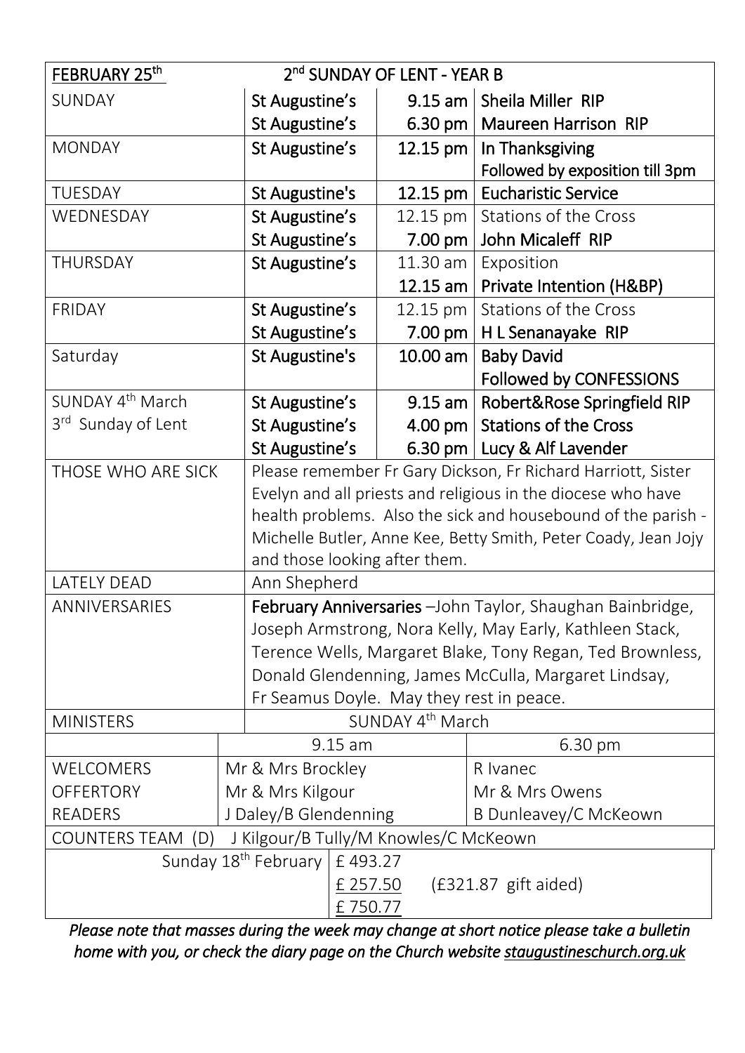| FEBRUARY 25th | 2nd SUNDAY OF LENT - YEAR B | | |
|---|---|---|---|
| SUNDAY | St Augustine's | 9.15 am | Sheila Miller RIP |
| | St Augustine's | 6.30 pm | Maureen Harrison RIP |
| MONDAY | St Augustine's | 12.15 pm | In Thanksgiving<br>Followed by exposition till 3pm |
| TUESDAY | St Augustine's | 12.15 pm | Eucharistic Service |
| WEDNESDAY | St Augustine's | 12.15 pm | Stations of the Cross |
| | St Augustine's | 7.00 pm | John Micaleff RIP |
| THURSDAY | St Augustine's | 11.30 am | Exposition |
| | | 12.15 am | Private Intention (H&BP) |
| FRIDAY | St Augustine's | 12.15 pm | Stations of the Cross |
| | St Augustine's | 7.00 pm | H L Senanayake RIP |
| Saturday | St Augustine's | 10.00 am | Baby David<br>Followed by CONFESSIONS |
| SUNDAY 4th March | St Augustine's | 9.15 am | Robert&Rose Springfield RIP |
| 3rd Sunday of Lent | St Augustine's | 4.00 pm | Stations of the Cross |
| | St Augustine's | 6.30 pm | Lucy & Alf Lavender |
| THOSE WHO ARE SICK | Please remember Fr Gary Dickson, Fr Richard Harriott, Sister Evelyn and all priests and religious in the diocese who have health problems. Also the sick and housebound of the parish - Michelle Butler, Anne Kee, Betty Smith, Peter Coady, Jean Jojy and those looking after them. | | |
| LATELY DEAD | Ann Shepherd | | |
| ANNIVERSARIES | **February Anniversaries** –John Taylor, Shaughan Bainbridge, Joseph Armstrong, Nora Kelly, May Early, Kathleen Stack, Terence Wells, Margaret Blake, Tony Regan, Ted Brownless, Donald Glendenning, James McCulla, Margaret Lindsay, Fr Seamus Doyle. May they rest in peace. | | |

| MINISTERS | SUNDAY 4th March | |
|---|---|---|
| | 9.15 am | 6.30 pm |
| WELCOMERS | Mr & Mrs Brockley | R Ivanec |
| OFFERTORY | Mr & Mrs Kilgour | Mr & Mrs Owens |
| READERS | J Daley/B Glendenning | B Dunleavey/C McKeown |
| COUNTERS TEAM (D) | J Kilgour/B Tully/M Knowles/C McKeown | |

| | | |
|---|---|---|
| Sunday 18th February | £ 493.27 | |
| | £ 257.50 | (£321.87 gift aided) |
| | £ 750.77 | |

*Please note that masses during the week may change at short notice please take a bulletin home with you, or check the diary page on the Church website staugustineschurch.org.uk*